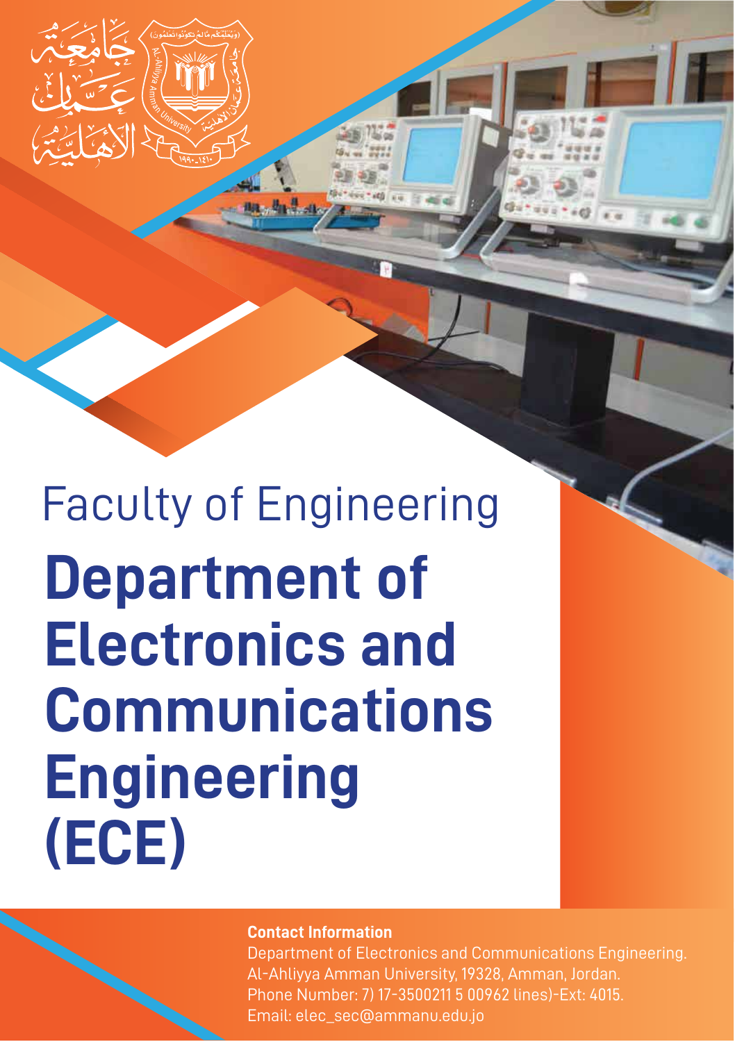Faculty of Engineering

# Department of Electronics and Communications Engineering (ECE)

**Contact Information**

Department of Electronics and Communications Engineering.
Al-Ahliyya Amman University, 19328, Amman, Jordan.
Phone Number: 7) 17-3500211 5 00962 lines)-Ext: 4015.
Email: elec_sec@ammanu.edu.jo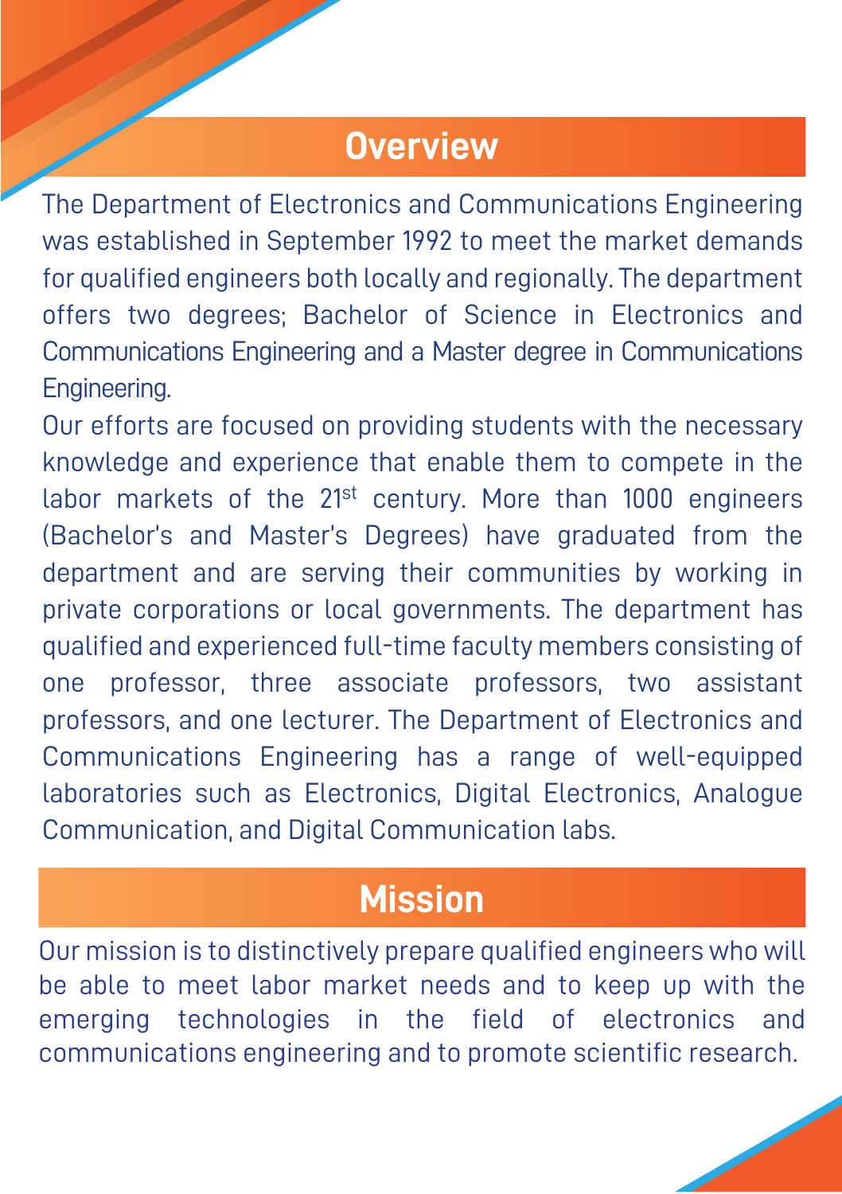## Overview

The Department of Electronics and Communications Engineering was established in September 1992 to meet the market demands for qualified engineers both locally and regionally. The department offers two degrees; Bachelor of Science in Electronics and Communications Engineering and a Master degree in Communications Engineering.

Our efforts are focused on providing students with the necessary knowledge and experience that enable them to compete in the labor markets of the 21st century. More than 1000 engineers (Bachelor's and Master's Degrees) have graduated from the department and are serving their communities by working in private corporations or local governments. The department has qualified and experienced full-time faculty members consisting of one professor, three associate professors, two assistant professors, and one lecturer. The Department of Electronics and Communications Engineering has a range of well-equipped laboratories such as Electronics, Digital Electronics, Analogue Communication, and Digital Communication labs.

## Mission

Our mission is to distinctively prepare qualified engineers who will be able to meet labor market needs and to keep up with the emerging technologies in the field of electronics and communications engineering and to promote scientific research.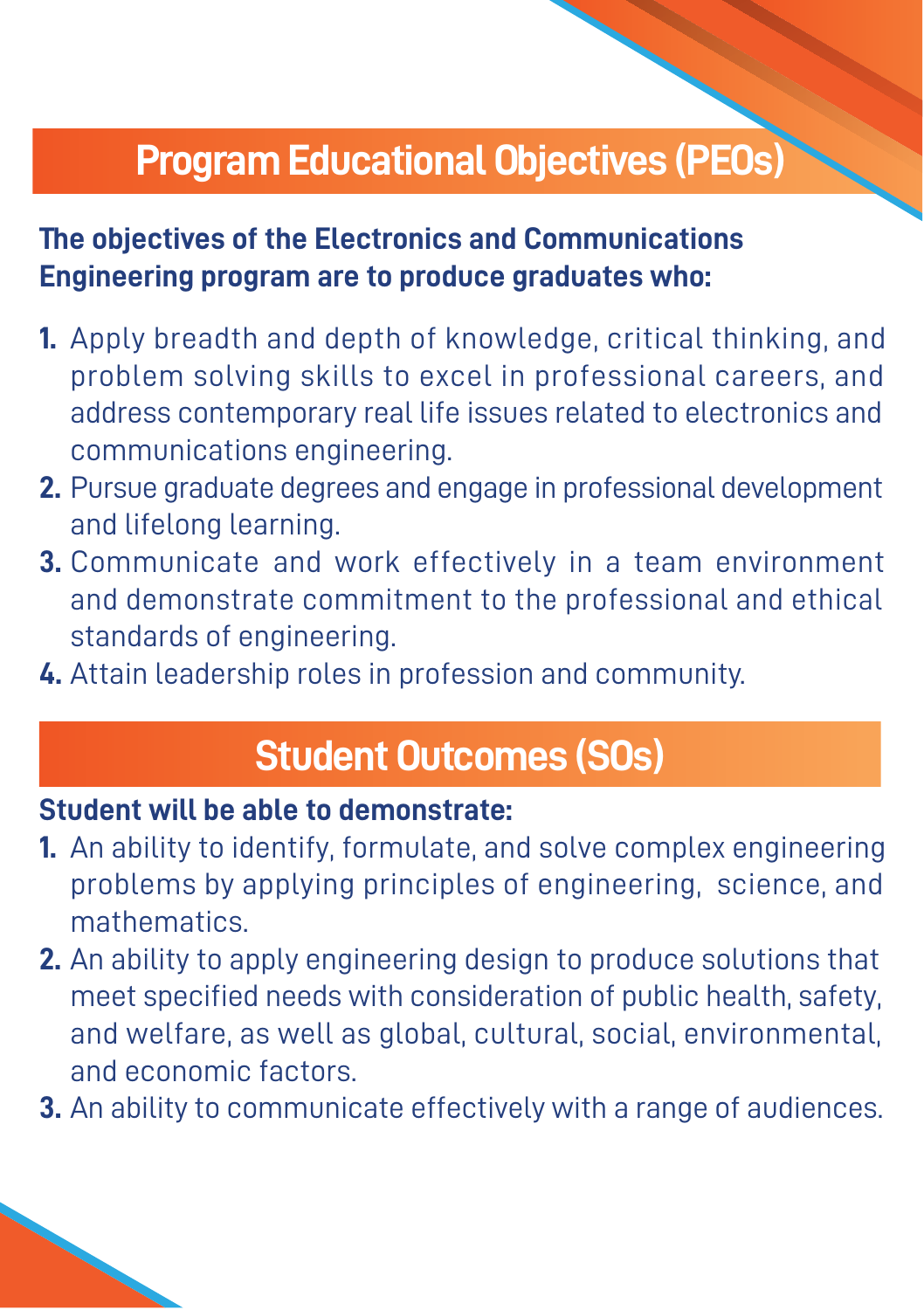## Program Educational Objectives (PEOs)

**The objectives of the Electronics and Communications Engineering program are to produce graduates who:**

1. Apply breadth and depth of knowledge, critical thinking, and problem solving skills to excel in professional careers, and address contemporary real life issues related to electronics and communications engineering.
2. Pursue graduate degrees and engage in professional development and lifelong learning.
3. Communicate and work effectively in a team environment and demonstrate commitment to the professional and ethical standards of engineering.
4. Attain leadership roles in profession and community.

## Student Outcomes (SOs)

**Student will be able to demonstrate:**

1. An ability to identify, formulate, and solve complex engineering problems by applying principles of engineering, science, and mathematics.
2. An ability to apply engineering design to produce solutions that meet specified needs with consideration of public health, safety, and welfare, as well as global, cultural, social, environmental, and economic factors.
3. An ability to communicate effectively with a range of audiences.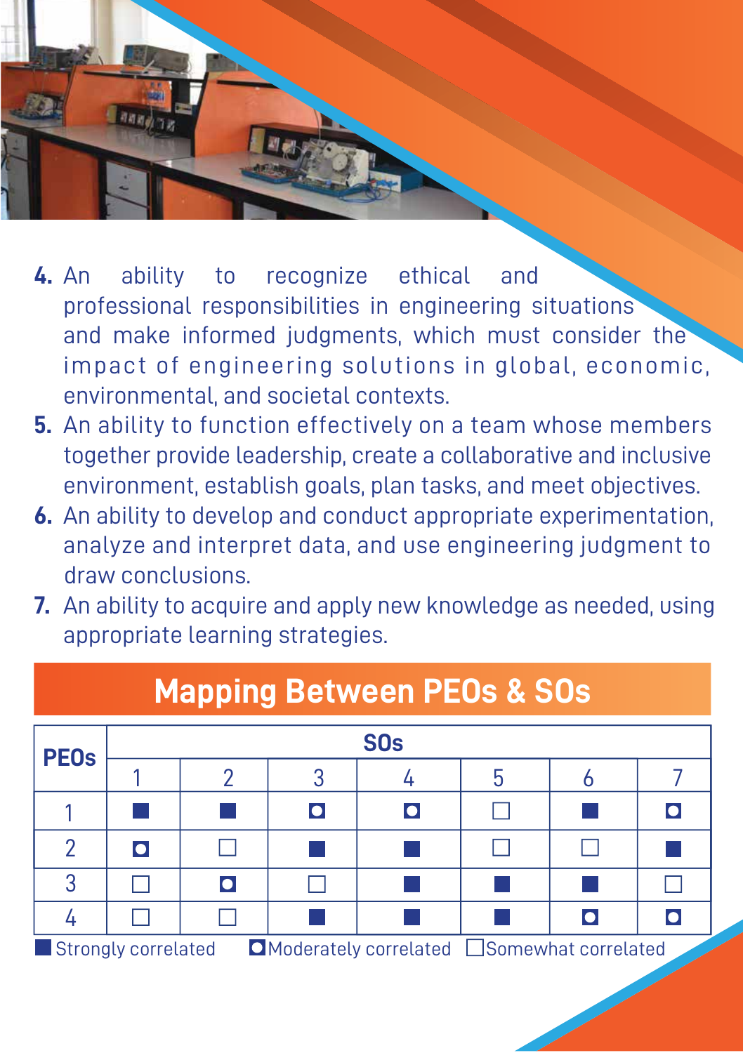4. An ability to recognize ethical and professional responsibilities in engineering situations and make informed judgments, which must consider the impact of engineering solutions in global, economic, environmental, and societal contexts.
5. An ability to function effectively on a team whose members together provide leadership, create a collaborative and inclusive environment, establish goals, plan tasks, and meet objectives.
6. An ability to develop and conduct appropriate experimentation, analyze and interpret data, and use engineering judgment to draw conclusions.
7. An ability to acquire and apply new knowledge as needed, using appropriate learning strategies.

## Mapping Between PEOs & SOs

| PEOs | SOs | | | | | | |
|---|---|---|---|---|---|---|---|
| | 1 | 2 | 3 | 4 | 5 | 6 | 7 |
| 1 | ■ | ■ | ◘ | ◘ | □ | ■ | ◘ |
| 2 | ◘ | □ | ■ | ■ | □ | □ | ■ |
| 3 | □ | ◘ | □ | ■ | ■ | ■ | □ |
| 4 | □ | □ | ■ | ■ | ■ | ◘ | ◘ |

■ Strongly correlated ◘ Moderately correlated □ Somewhat correlated